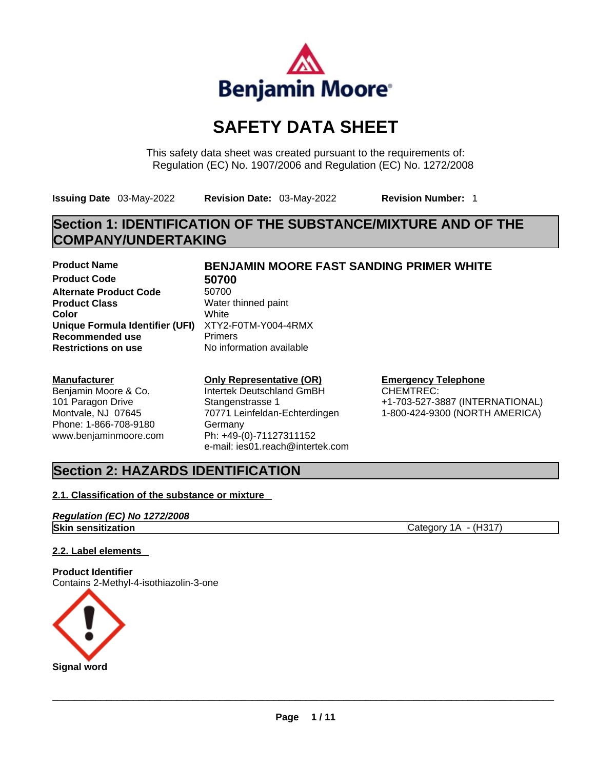# SAFETY DATA SHEET

This safety data sheet was created pursuant to the requirements of:
Regulation (EC) No. 1907/2006 and Regulation (EC) No. 1272/2008

**Issuing Date** 03-May-2022 **Revision Date:** 03-May-2022 **Revision Number:** 1

## Section 1: IDENTIFICATION OF THE SUBSTANCE/MIXTURE AND OF THE COMPANY/UNDERTAKING

| | |
|---|---|
| **Product Name** | **BENJAMIN MOORE FAST SANDING PRIMER WHITE** |
| **Product Code** | **50700** |
| **Alternate Product Code** | 50700 |
| **Product Class** | Water thinned paint |
| **Color** | White |
| **Unique Formula Identifier (UFI)** | XTY2-F0TM-Y004-4RMX |
| **Recommended use** | Primers |
| **Restrictions on use** | No information available |

**Manufacturer**
Benjamin Moore & Co.
101 Paragon Drive
Montvale, NJ 07645
Phone: 1-866-708-9180
www.benjaminmoore.com

**Only Representative (OR)**
Intertek Deutschland GmBH
Stangenstrasse 1
70771 Leinfeldan-Echterdingen
Germany
Ph: +49-(0)-71127311152
e-mail: ies01.reach@intertek.com

**Emergency Telephone**
CHEMTREC:
+1-703-527-3887 (INTERNATIONAL)
1-800-424-9300 (NORTH AMERICA)

## Section 2: HAZARDS IDENTIFICATION

### 2.1. Classification of the substance or mixture

***Regulation (EC) No 1272/2008***

| | |
|---|---|
| **Skin sensitization** | Category 1A - (H317) |

### 2.2. Label elements

**Product Identifier**
Contains 2-Methyl-4-isothiazolin-3-one

**Signal word**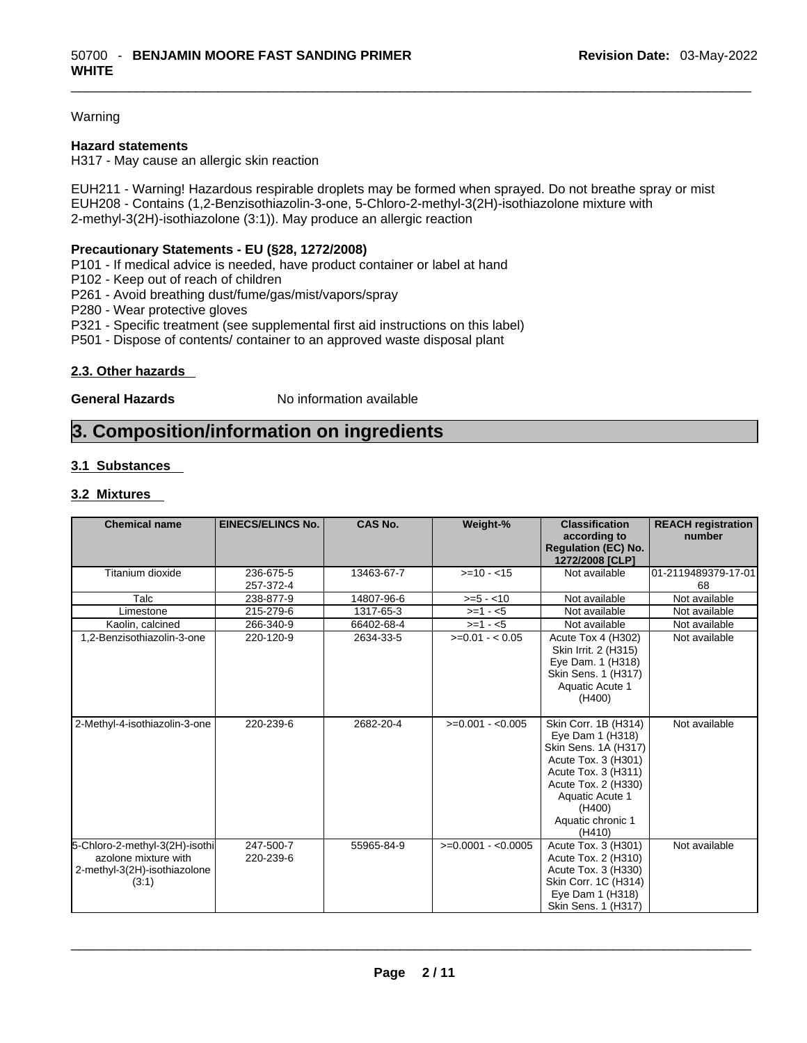Warning

**Hazard statements**
H317 - May cause an allergic skin reaction

EUH211 - Warning! Hazardous respirable droplets may be formed when sprayed. Do not breathe spray or mist
EUH208 - Contains (1,2-Benzisothiazolin-3-one, 5-Chloro-2-methyl-3(2H)-isothiazolone mixture with 2-methyl-3(2H)-isothiazolone (3:1)). May produce an allergic reaction

**Precautionary Statements - EU (§28, 1272/2008)**
P101 - If medical advice is needed, have product container or label at hand
P102 - Keep out of reach of children
P261 - Avoid breathing dust/fume/gas/mist/vapors/spray
P280 - Wear protective gloves
P321 - Specific treatment (see supplemental first aid instructions on this label)
P501 - Dispose of contents/ container to an approved waste disposal plant

### 2.3. Other hazards

**General Hazards** No information available

# 3. Composition/information on ingredients

### 3.1 Substances

### 3.2 Mixtures

| Chemical name | EINECS/ELINCS No. | CAS No. | Weight-% | Classification according to Regulation (EC) No. 1272/2008 [CLP] | REACH registration number |
|---|---|---|---|---|---|
| Titanium dioxide | 236-675-5 257-372-4 | 13463-67-7 | >=10 - <15 | Not available | 01-2119489379-17-0168 |
| Talc | 238-877-9 | 14807-96-6 | >=5 - <10 | Not available | Not available |
| Limestone | 215-279-6 | 1317-65-3 | >=1 - <5 | Not available | Not available |
| Kaolin, calcined | 266-340-9 | 66402-68-4 | >=1 - <5 | Not available | Not available |
| 1,2-Benzisothiazolin-3-one | 220-120-9 | 2634-33-5 | >=0.01 - < 0.05 | Acute Tox 4 (H302) Skin Irrit. 2 (H315) Eye Dam. 1 (H318) Skin Sens. 1 (H317) Aquatic Acute 1 (H400) | Not available |
| 2-Methyl-4-isothiazolin-3-one | 220-239-6 | 2682-20-4 | >=0.001 - <0.005 | Skin Corr. 1B (H314) Eye Dam 1 (H318) Skin Sens. 1A (H317) Acute Tox. 3 (H301) Acute Tox. 3 (H311) Acute Tox. 2 (H330) Aquatic Acute 1 (H400) Aquatic chronic 1 (H410) | Not available |
| 5-Chloro-2-methyl-3(2H)-isothiazolone mixture with 2-methyl-3(2H)-isothiazolone (3:1) | 247-500-7 220-239-6 | 55965-84-9 | >=0.0001 - <0.0005 | Acute Tox. 3 (H301) Acute Tox. 2 (H310) Acute Tox. 3 (H330) Skin Corr. 1C (H314) Eye Dam 1 (H318) Skin Sens. 1 (H317) | Not available |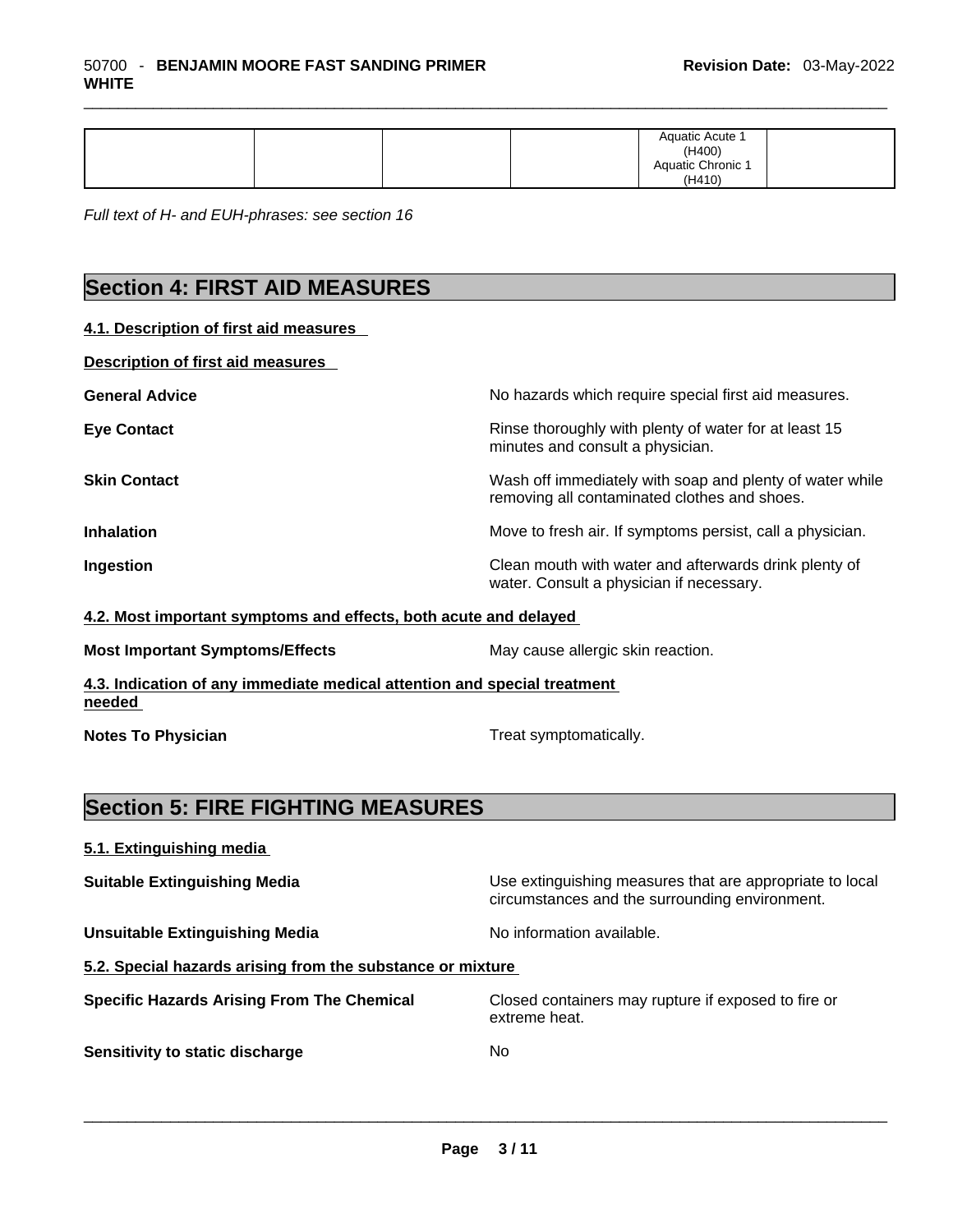|  |  |  |  | Aquatic Acute 1 (H400) Aquatic Chronic 1 (H410) |  |
|---|---|---|---|---|---|

*Full text of H- and EUH-phrases: see section 16*

## Section 4: FIRST AID MEASURES

### 4.1. Description of first aid measures

**Description of first aid measures**

**General Advice** — No hazards which require special first aid measures.

**Eye Contact** — Rinse thoroughly with plenty of water for at least 15 minutes and consult a physician.

**Skin Contact** — Wash off immediately with soap and plenty of water while removing all contaminated clothes and shoes.

**Inhalation** — Move to fresh air. If symptoms persist, call a physician.

**Ingestion** — Clean mouth with water and afterwards drink plenty of water. Consult a physician if necessary.

### 4.2. Most important symptoms and effects, both acute and delayed

**Most Important Symptoms/Effects** — May cause allergic skin reaction.

### 4.3. Indication of any immediate medical attention and special treatment needed

**Notes To Physician** — Treat symptomatically.

## Section 5: FIRE FIGHTING MEASURES

### 5.1. Extinguishing media

**Suitable Extinguishing Media** — Use extinguishing measures that are appropriate to local circumstances and the surrounding environment.

**Unsuitable Extinguishing Media** — No information available.

### 5.2. Special hazards arising from the substance or mixture

**Specific Hazards Arising From The Chemical** — Closed containers may rupture if exposed to fire or extreme heat.

**Sensitivity to static discharge** — No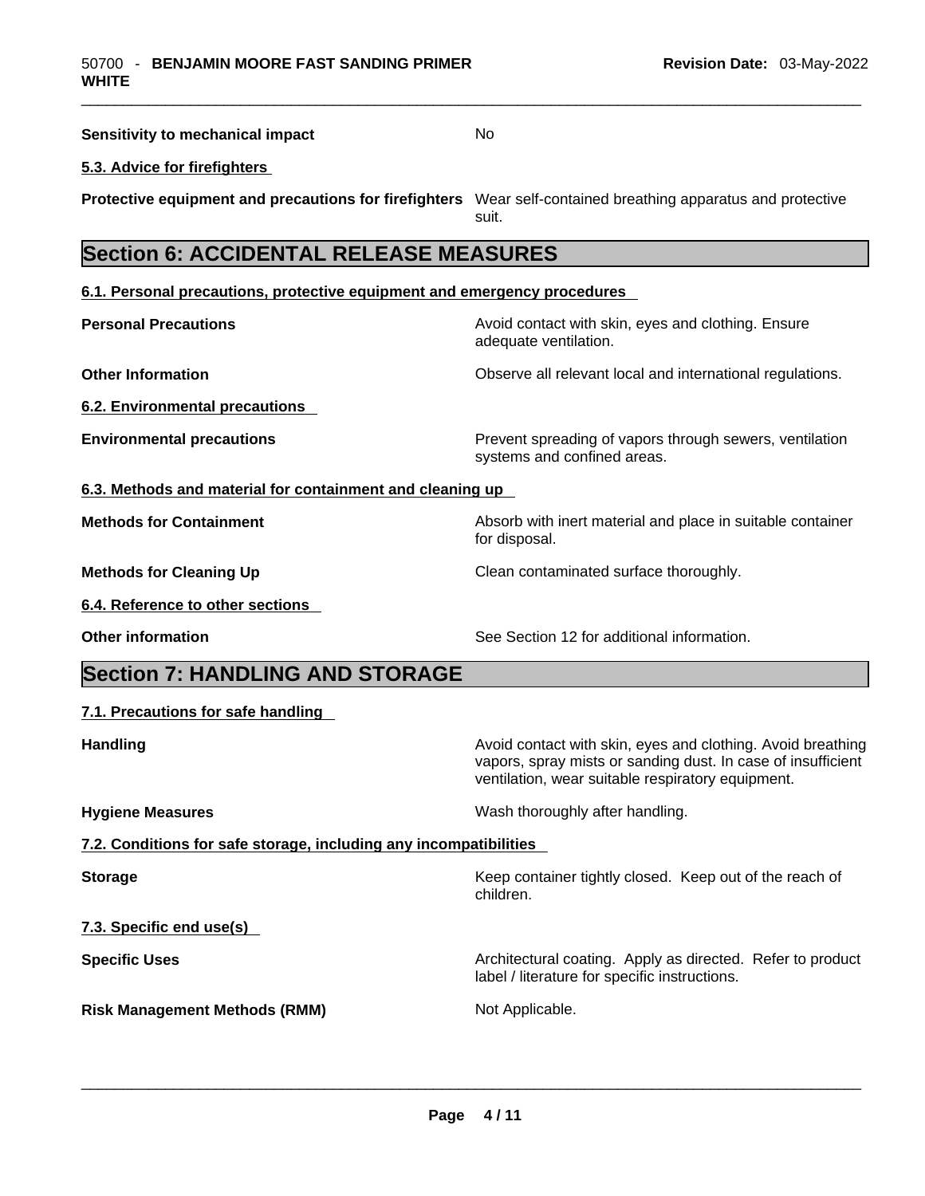**Sensitivity to mechanical impact** No

**5.3. Advice for firefighters**

**Protective equipment and precautions for firefighters** Wear self-contained breathing apparatus and protective suit.

## Section 6: ACCIDENTAL RELEASE MEASURES

**6.1. Personal precautions, protective equipment and emergency procedures**

**Personal Precautions** Avoid contact with skin, eyes and clothing. Ensure adequate ventilation.

**Other Information** Observe all relevant local and international regulations.

**6.2. Environmental precautions**

**Environmental precautions** Prevent spreading of vapors through sewers, ventilation systems and confined areas.

**6.3. Methods and material for containment and cleaning up**

**Methods for Containment** Absorb with inert material and place in suitable container for disposal.

**Methods for Cleaning Up** Clean contaminated surface thoroughly.

**6.4. Reference to other sections**

**Other information** See Section 12 for additional information.

## Section 7: HANDLING AND STORAGE

**7.1. Precautions for safe handling**

**Handling** Avoid contact with skin, eyes and clothing. Avoid breathing vapors, spray mists or sanding dust. In case of insufficient ventilation, wear suitable respiratory equipment.

**Hygiene Measures** Wash thoroughly after handling.

**7.2. Conditions for safe storage, including any incompatibilities**

**Storage** Keep container tightly closed. Keep out of the reach of children.

**7.3. Specific end use(s)**

**Specific Uses** Architectural coating. Apply as directed. Refer to product label / literature for specific instructions.

**Risk Management Methods (RMM)** Not Applicable.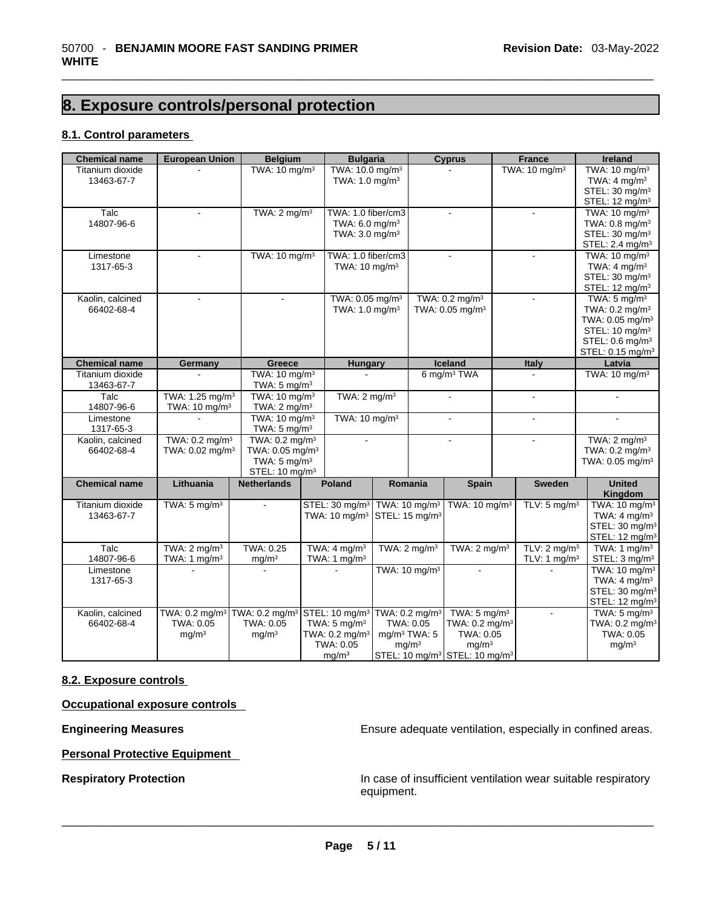# 8. Exposure controls/personal protection

### 8.1. Control parameters

| Chemical name | European Union | Belgium | Bulgaria | Cyprus | France | Ireland |
|---|---|---|---|---|---|---|
| Titanium dioxide 13463-67-7 | - | TWA: 10 mg/m³ | TWA: 10.0 mg/m³ TWA: 1.0 mg/m³ | - | TWA: 10 mg/m³ | TWA: 10 mg/m³ TWA: 4 mg/m³ STEL: 30 mg/m³ STEL: 12 mg/m³ |
| Talc 14807-96-6 | - | TWA: 2 mg/m³ | TWA: 1.0 fiber/cm3 TWA: 6.0 mg/m³ TWA: 3.0 mg/m³ | - | - | TWA: 10 mg/m³ TWA: 0.8 mg/m³ STEL: 30 mg/m³ STEL: 2.4 mg/m³ |
| Limestone 1317-65-3 | - | TWA: 10 mg/m³ | TWA: 1.0 fiber/cm3 TWA: 10 mg/m³ | - | - | TWA: 10 mg/m³ TWA: 4 mg/m³ STEL: 30 mg/m³ STEL: 12 mg/m³ |
| Kaolin, calcined 66402-68-4 | - | - | TWA: 0.05 mg/m³ TWA: 1.0 mg/m³ | TWA: 0.2 mg/m³ TWA: 0.05 mg/m³ | - | TWA: 5 mg/m³ TWA: 0.2 mg/m³ TWA: 0.05 mg/m³ STEL: 10 mg/m³ STEL: 0.6 mg/m³ STEL: 0.15 mg/m³ |

| Chemical name | Germany | Greece | Hungary | Iceland | Italy | Latvia |
|---|---|---|---|---|---|---|
| Titanium dioxide 13463-67-7 | - | TWA: 10 mg/m³ TWA: 5 mg/m³ | - | 6 mg/m³ TWA | - | TWA: 10 mg/m³ |
| Talc 14807-96-6 | TWA: 1.25 mg/m³ TWA: 10 mg/m³ | TWA: 10 mg/m³ TWA: 2 mg/m³ | TWA: 2 mg/m³ | - | - | - |
| Limestone 1317-65-3 | - | TWA: 10 mg/m³ TWA: 5 mg/m³ | TWA: 10 mg/m³ | - | - | - |
| Kaolin, calcined 66402-68-4 | TWA: 0.2 mg/m³ TWA: 0.02 mg/m³ | TWA: 0.2 mg/m³ TWA: 0.05 mg/m³ TWA: 5 mg/m³ STEL: 10 mg/m³ | - | - | - | TWA: 2 mg/m³ TWA: 0.2 mg/m³ TWA: 0.05 mg/m³ |

| Chemical name | Lithuania | Netherlands | Poland | Romania | Spain | Sweden | United Kingdom |
|---|---|---|---|---|---|---|---|
| Titanium dioxide 13463-67-7 | TWA: 5 mg/m³ | - | STEL: 30 mg/m³ TWA: 10 mg/m³ | TWA: 10 mg/m³ STEL: 15 mg/m³ | TWA: 10 mg/m³ | TLV: 5 mg/m³ | TWA: 10 mg/m³ TWA: 4 mg/m³ STEL: 30 mg/m³ STEL: 12 mg/m³ |
| Talc 14807-96-6 | TWA: 2 mg/m³ TWA: 1 mg/m³ | TWA: 0.25 mg/m³ | TWA: 4 mg/m³ TWA: 1 mg/m³ | TWA: 2 mg/m³ | TWA: 2 mg/m³ | TLV: 2 mg/m³ TLV: 1 mg/m³ | TWA: 1 mg/m³ STEL: 3 mg/m³ |
| Limestone 1317-65-3 | - | - | - | TWA: 10 mg/m³ | - | - | TWA: 10 mg/m³ TWA: 4 mg/m³ STEL: 30 mg/m³ STEL: 12 mg/m³ |
| Kaolin, calcined 66402-68-4 | TWA: 0.2 mg/m³ TWA: 0.05 mg/m³ | TWA: 0.2 mg/m³ TWA: 0.05 mg/m³ | STEL: 10 mg/m³ TWA: 5 mg/m³ TWA: 0.2 mg/m³ TWA: 0.05 mg/m³ | TWA: 0.2 mg/m³ TWA: 0.05 mg/m³ TWA: 5 mg/m³ STEL: 10 mg/m³ | TWA: 5 mg/m³ TWA: 0.2 mg/m³ TWA: 0.05 mg/m³ STEL: 10 mg/m³ | - | TWA: 5 mg/m³ TWA: 0.2 mg/m³ TWA: 0.05 mg/m³ |

### 8.2. Exposure controls

**Occupational exposure controls**

**Engineering Measures** Ensure adequate ventilation, especially in confined areas.

**Personal Protective Equipment**

**Respiratory Protection** In case of insufficient ventilation wear suitable respiratory equipment.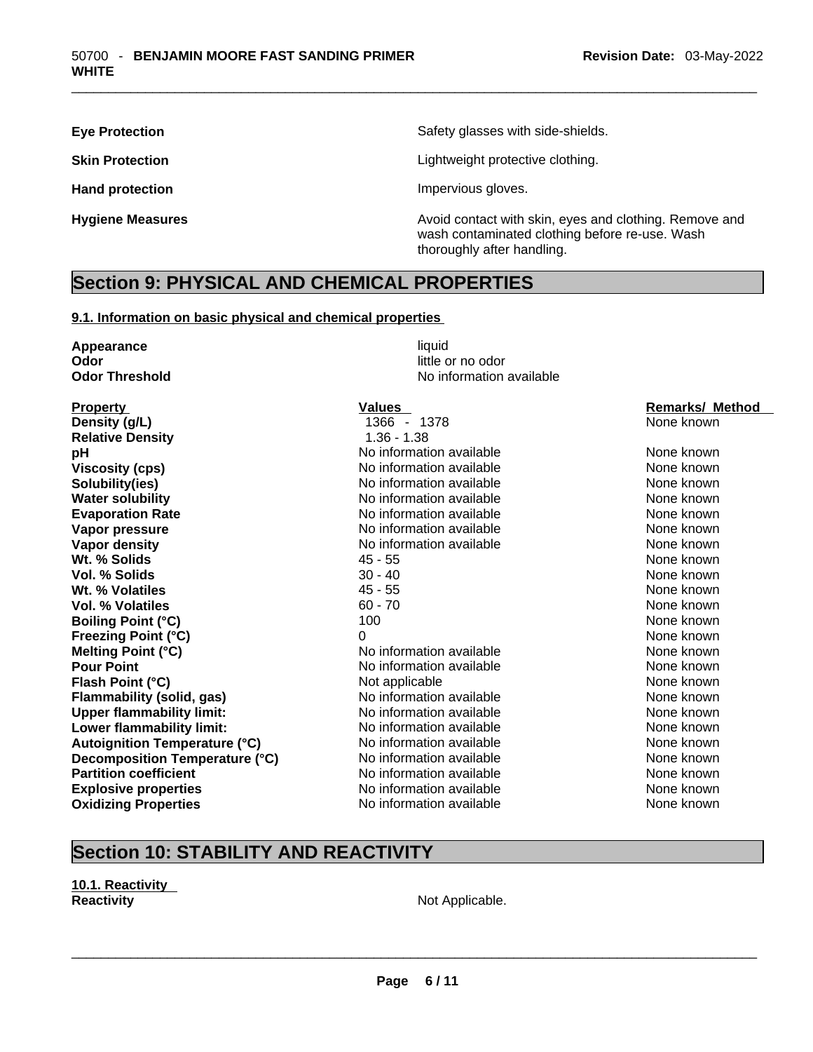| | |
|---|---|
| **Eye Protection** | Safety glasses with side-shields. |
| **Skin Protection** | Lightweight protective clothing. |
| **Hand protection** | Impervious gloves. |
| **Hygiene Measures** | Avoid contact with skin, eyes and clothing. Remove and wash contaminated clothing before re-use. Wash thoroughly after handling. |

## Section 9: PHYSICAL AND CHEMICAL PROPERTIES

### 9.1. Information on basic physical and chemical properties

| | |
|---|---|
| **Appearance** | liquid |
| **Odor** | little or no odor |
| **Odor Threshold** | No information available |

| Property | Values | Remarks/ Method |
|---|---|---|
| **Density (g/L)** | 1366 - 1378 | None known |
| **Relative Density** | 1.36 - 1.38 | |
| **pH** | No information available | None known |
| **Viscosity (cps)** | No information available | None known |
| **Solubility(ies)** | No information available | None known |
| **Water solubility** | No information available | None known |
| **Evaporation Rate** | No information available | None known |
| **Vapor pressure** | No information available | None known |
| **Vapor density** | No information available | None known |
| **Wt. % Solids** | 45 - 55 | None known |
| **Vol. % Solids** | 30 - 40 | None known |
| **Wt. % Volatiles** | 45 - 55 | None known |
| **Vol. % Volatiles** | 60 - 70 | None known |
| **Boiling Point (°C)** | 100 | None known |
| **Freezing Point (°C)** | 0 | None known |
| **Melting Point (°C)** | No information available | None known |
| **Pour Point** | No information available | None known |
| **Flash Point (°C)** | Not applicable | None known |
| **Flammability (solid, gas)** | No information available | None known |
| **Upper flammability limit:** | No information available | None known |
| **Lower flammability limit:** | No information available | None known |
| **Autoignition Temperature (°C)** | No information available | None known |
| **Decomposition Temperature (°C)** | No information available | None known |
| **Partition coefficient** | No information available | None known |
| **Explosive properties** | No information available | None known |
| **Oxidizing Properties** | No information available | None known |

## Section 10: STABILITY AND REACTIVITY

### 10.1. Reactivity

**Reactivity** Not Applicable.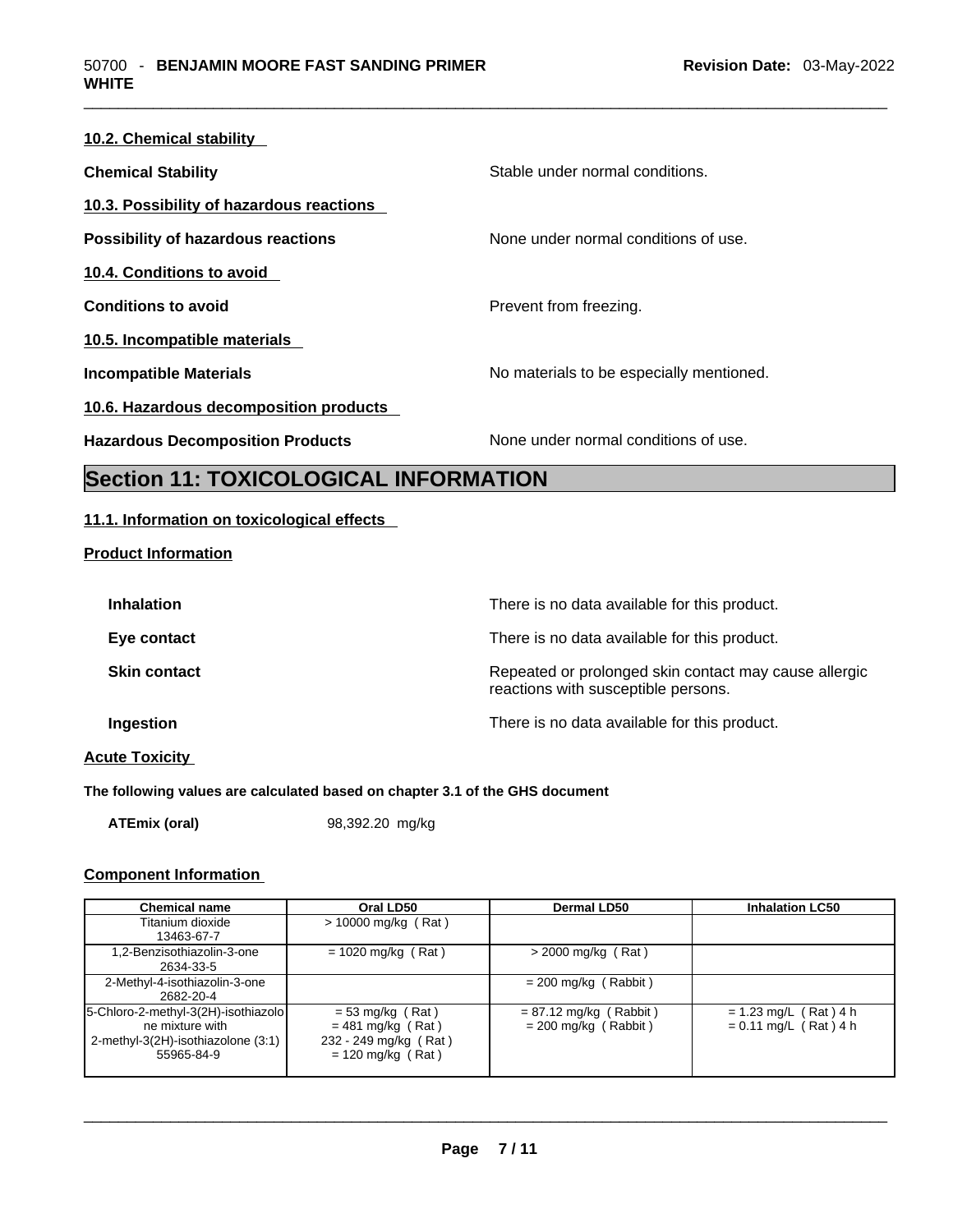**10.2. Chemical stability**

**Chemical Stability** — Stable under normal conditions.

**10.3. Possibility of hazardous reactions**

**Possibility of hazardous reactions** — None under normal conditions of use.

**10.4. Conditions to avoid**

**Conditions to avoid** — Prevent from freezing.

**10.5. Incompatible materials**

**Incompatible Materials** — No materials to be especially mentioned.

**10.6. Hazardous decomposition products**

**Hazardous Decomposition Products** — None under normal conditions of use.

# Section 11: TOXICOLOGICAL INFORMATION

**11.1. Information on toxicological effects**

**Product Information**

**Inhalation** — There is no data available for this product.

**Eye contact** — There is no data available for this product.

**Skin contact** — Repeated or prolonged skin contact may cause allergic reactions with susceptible persons.

**Ingestion** — There is no data available for this product.

**Acute Toxicity**

**The following values are calculated based on chapter 3.1 of the GHS document**

**ATEmix (oral)** 98,392.20 mg/kg

**Component Information**

| Chemical name | Oral LD50 | Dermal LD50 | Inhalation LC50 |
|---|---|---|---|
| Titanium dioxide 13463-67-7 | > 10000 mg/kg ( Rat ) | | |
| 1,2-Benzisothiazolin-3-one 2634-33-5 | = 1020 mg/kg ( Rat ) | > 2000 mg/kg ( Rat ) | |
| 2-Methyl-4-isothiazolin-3-one 2682-20-4 | | = 200 mg/kg ( Rabbit ) | |
| 5-Chloro-2-methyl-3(2H)-isothiazolone mixture with 2-methyl-3(2H)-isothiazolone (3:1) 55965-84-9 | = 53 mg/kg ( Rat ) = 481 mg/kg ( Rat ) 232 - 249 mg/kg ( Rat ) = 120 mg/kg ( Rat ) | = 87.12 mg/kg ( Rabbit ) = 200 mg/kg ( Rabbit ) | = 1.23 mg/L ( Rat ) 4 h = 0.11 mg/L ( Rat ) 4 h |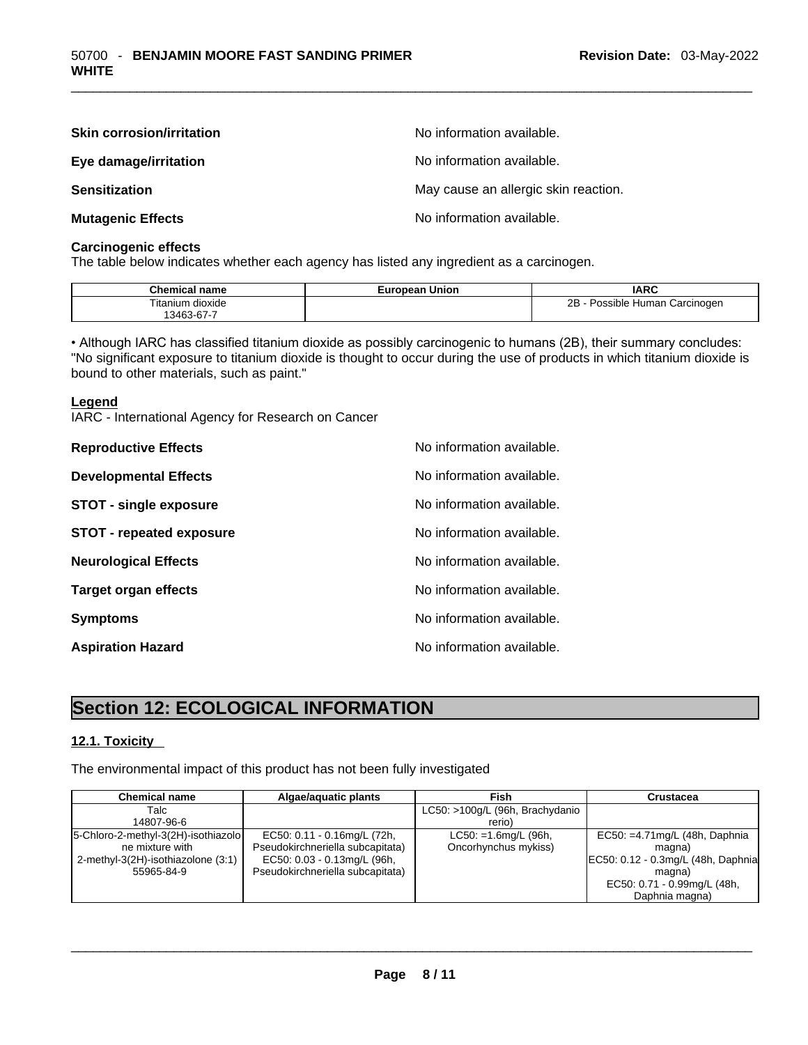**Skin corrosion/irritation** No information available.

**Eye damage/irritation** No information available.

**Sensitization** May cause an allergic skin reaction.

**Mutagenic Effects** No information available.

**Carcinogenic effects**

The table below indicates whether each agency has listed any ingredient as a carcinogen.

| Chemical name | European Union | IARC |
| --- | --- | --- |
| Titanium dioxide<br>13463-67-7 | | 2B - Possible Human Carcinogen |

• Although IARC has classified titanium dioxide as possibly carcinogenic to humans (2B), their summary concludes: "No significant exposure to titanium dioxide is thought to occur during the use of products in which titanium dioxide is bound to other materials, such as paint."

**Legend**

IARC - International Agency for Research on Cancer

**Reproductive Effects** No information available.

**Developmental Effects** No information available.

**STOT - single exposure** No information available.

**STOT - repeated exposure** No information available.

**Neurological Effects** No information available.

**Target organ effects** No information available.

**Symptoms** No information available.

**Aspiration Hazard** No information available.

# Section 12: ECOLOGICAL INFORMATION

## 12.1. Toxicity

The environmental impact of this product has not been fully investigated

| Chemical name | Algae/aquatic plants | Fish | Crustacea |
| --- | --- | --- | --- |
| Talc<br>14807-96-6 | | LC50: >100g/L (96h, Brachydanio rerio) | |
| 5-Chloro-2-methyl-3(2H)-isothiazolone mixture with 2-methyl-3(2H)-isothiazolone (3:1)<br>55965-84-9 | EC50: 0.11 - 0.16mg/L (72h, Pseudokirchneriella subcapitata)<br>EC50: 0.03 - 0.13mg/L (96h, Pseudokirchneriella subcapitata) | LC50: =1.6mg/L (96h, Oncorhynchus mykiss) | EC50: =4.71mg/L (48h, Daphnia magna)<br>EC50: 0.12 - 0.3mg/L (48h, Daphnia magna)<br>EC50: 0.71 - 0.99mg/L (48h, Daphnia magna) |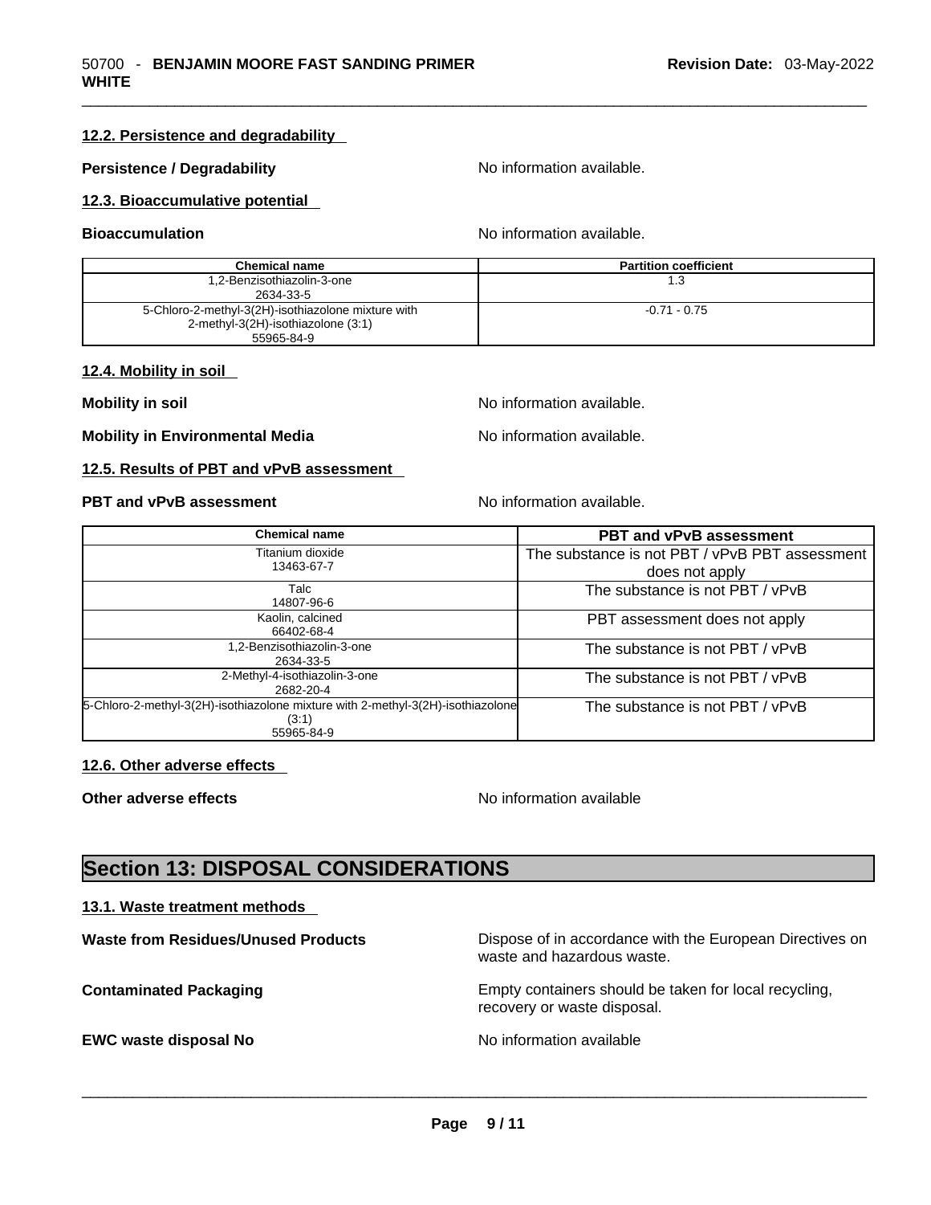### 12.2. Persistence and degradability

**Persistence / Degradability**: No information available.

### 12.3. Bioaccumulative potential

**Bioaccumulation**: No information available.

| Chemical name | Partition coefficient |
|---|---|
| 1,2-Benzisothiazolin-3-one<br>2634-33-5 | 1.3 |
| 5-Chloro-2-methyl-3(2H)-isothiazolone mixture with 2-methyl-3(2H)-isothiazolone (3:1)<br>55965-84-9 | -0.71 - 0.75 |

### 12.4. Mobility in soil

**Mobility in soil**: No information available.

**Mobility in Environmental Media**: No information available.

### 12.5. Results of PBT and vPvB assessment

**PBT and vPvB assessment**: No information available.

| Chemical name | PBT and vPvB assessment |
|---|---|
| Titanium dioxide<br>13463-67-7 | The substance is not PBT / vPvB PBT assessment does not apply |
| Talc<br>14807-96-6 | The substance is not PBT / vPvB |
| Kaolin, calcined<br>66402-68-4 | PBT assessment does not apply |
| 1,2-Benzisothiazolin-3-one<br>2634-33-5 | The substance is not PBT / vPvB |
| 2-Methyl-4-isothiazolin-3-one<br>2682-20-4 | The substance is not PBT / vPvB |
| 5-Chloro-2-methyl-3(2H)-isothiazolone mixture with 2-methyl-3(2H)-isothiazolone (3:1)<br>55965-84-9 | The substance is not PBT / vPvB |

### 12.6. Other adverse effects

**Other adverse effects**: No information available

## Section 13: DISPOSAL CONSIDERATIONS

### 13.1. Waste treatment methods

**Waste from Residues/Unused Products**: Dispose of in accordance with the European Directives on waste and hazardous waste.

**Contaminated Packaging**: Empty containers should be taken for local recycling, recovery or waste disposal.

**EWC waste disposal No**: No information available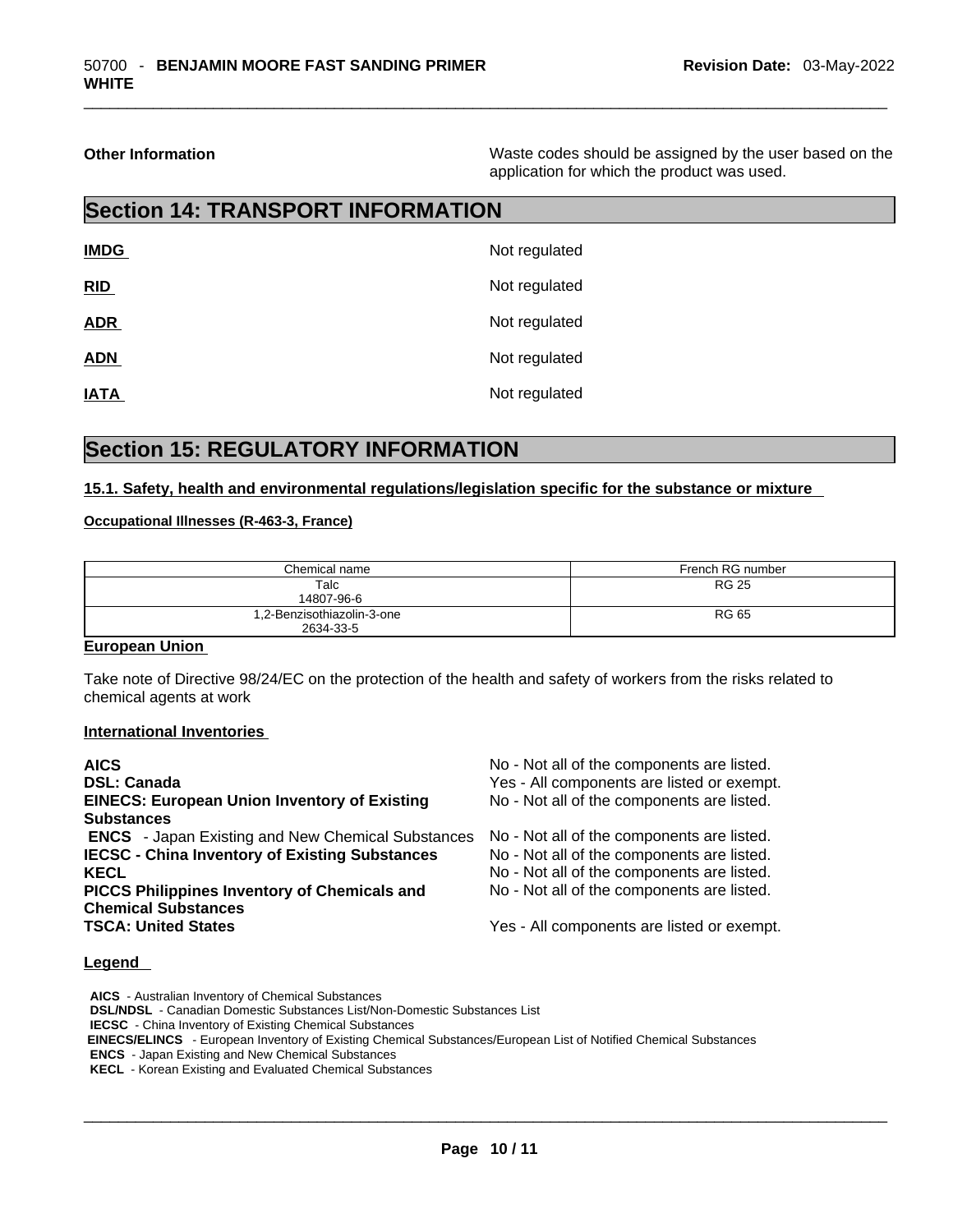**Other Information**

Waste codes should be assigned by the user based on the application for which the product was used.

## Section 14: TRANSPORT INFORMATION

| | |
|---|---|
| **IMDG** | Not regulated |
| **RID** | Not regulated |
| **ADR** | Not regulated |
| **ADN** | Not regulated |
| **IATA** | Not regulated |

## Section 15: REGULATORY INFORMATION

### 15.1. Safety, health and environmental regulations/legislation specific for the substance or mixture

**Occupational Illnesses (R-463-3, France)**

| Chemical name | French RG number |
|---|---|
| Talc<br>14807-96-6 | RG 25 |
| 1,2-Benzisothiazolin-3-one<br>2634-33-5 | RG 65 |

**European Union**

Take note of Directive 98/24/EC on the protection of the health and safety of workers from the risks related to chemical agents at work

**International Inventories**

| | |
|---|---|
| **AICS** | No - Not all of the components are listed. |
| **DSL: Canada** | Yes - All components are listed or exempt. |
| **EINECS: European Union Inventory of Existing Substances** | No - Not all of the components are listed. |
| **ENCS** - Japan Existing and New Chemical Substances | No - Not all of the components are listed. |
| **IECSC - China Inventory of Existing Substances** | No - Not all of the components are listed. |
| **KECL** | No - Not all of the components are listed. |
| **PICCS Philippines Inventory of Chemicals and Chemical Substances** | No - Not all of the components are listed. |
| **TSCA: United States** | Yes - All components are listed or exempt. |

**Legend**

**AICS** - Australian Inventory of Chemical Substances
**DSL/NDSL** - Canadian Domestic Substances List/Non-Domestic Substances List
**IECSC** - China Inventory of Existing Chemical Substances
**EINECS/ELINCS** - European Inventory of Existing Chemical Substances/European List of Notified Chemical Substances
**ENCS** - Japan Existing and New Chemical Substances
**KECL** - Korean Existing and Evaluated Chemical Substances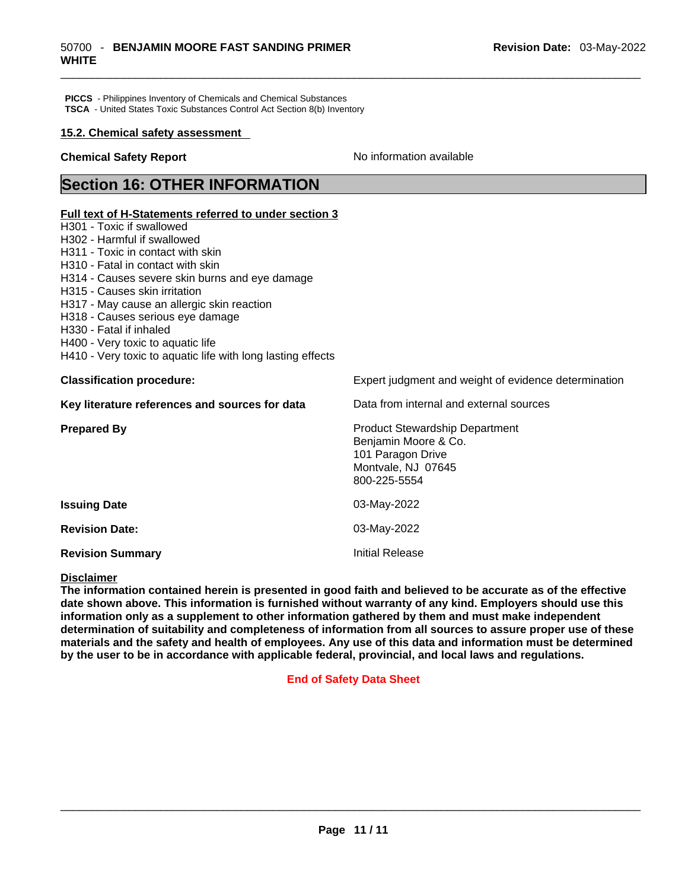**PICCS** - Philippines Inventory of Chemicals and Chemical Substances
**TSCA** - United States Toxic Substances Control Act Section 8(b) Inventory

### 15.2. Chemical safety assessment

**Chemical Safety Report** No information available

## Section 16: OTHER INFORMATION

**Full text of H-Statements referred to under section 3**

H301 - Toxic if swallowed
H302 - Harmful if swallowed
H311 - Toxic in contact with skin
H310 - Fatal in contact with skin
H314 - Causes severe skin burns and eye damage
H315 - Causes skin irritation
H317 - May cause an allergic skin reaction
H318 - Causes serious eye damage
H330 - Fatal if inhaled
H400 - Very toxic to aquatic life
H410 - Very toxic to aquatic life with long lasting effects

**Classification procedure:** Expert judgment and weight of evidence determination

**Key literature references and sources for data** Data from internal and external sources

**Prepared By** Product Stewardship Department
Benjamin Moore & Co.
101 Paragon Drive
Montvale, NJ 07645
800-225-5554

**Issuing Date** 03-May-2022

**Revision Date:** 03-May-2022

**Revision Summary** Initial Release

**Disclaimer**

**The information contained herein is presented in good faith and believed to be accurate as of the effective date shown above. This information is furnished without warranty of any kind. Employers should use this information only as a supplement to other information gathered by them and must make independent determination of suitability and completeness of information from all sources to assure proper use of these materials and the safety and health of employees. Any use of this data and information must be determined by the user to be in accordance with applicable federal, provincial, and local laws and regulations.**

**End of Safety Data Sheet**